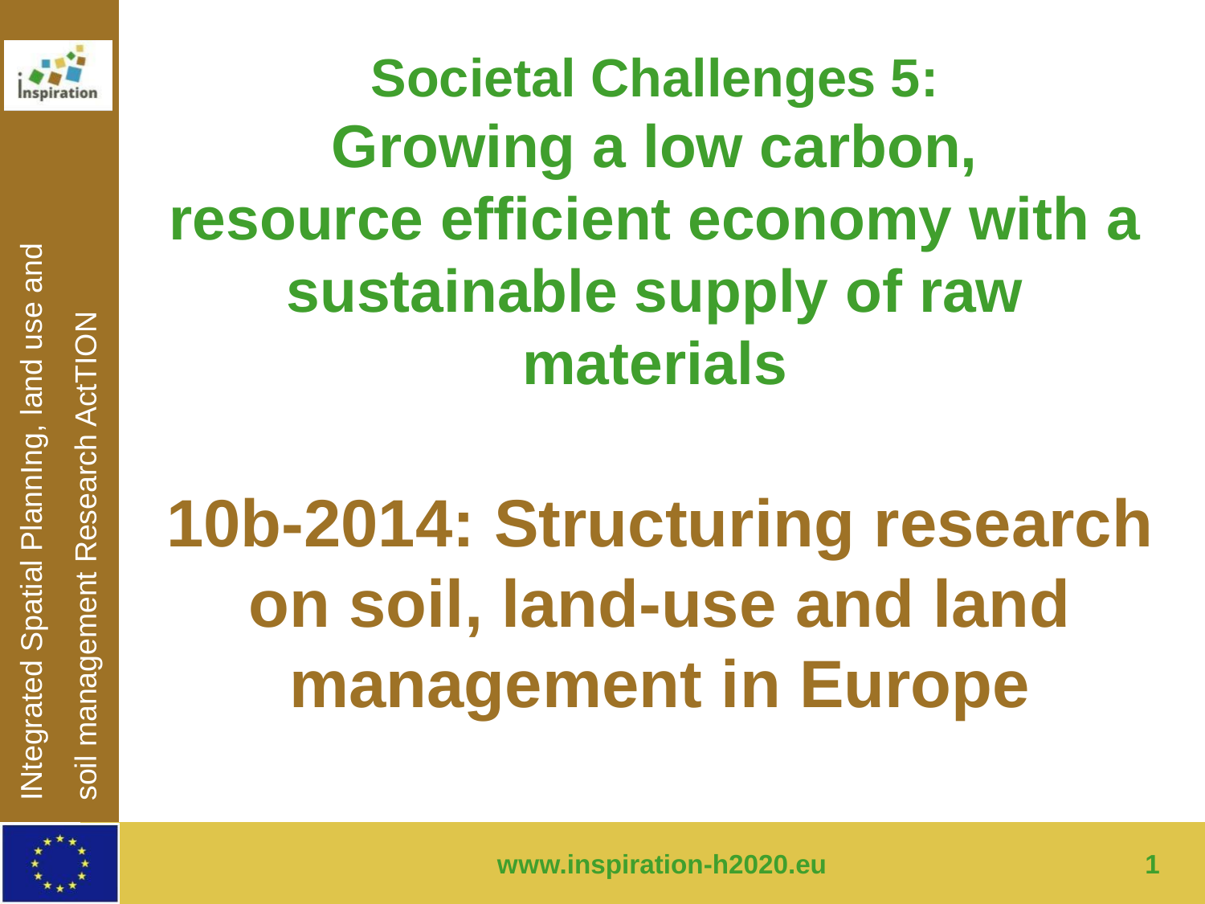# Societal Challenges 5: Growing a low carbon, resource efficient economy with a sustainable supply of raw materials

# 10b-2014: Structuring research on soil, land-use and land management in Europe

INtegrated Spatial PlannIng, land use and soil management Research ActTION

www.inspiration-h2020.eu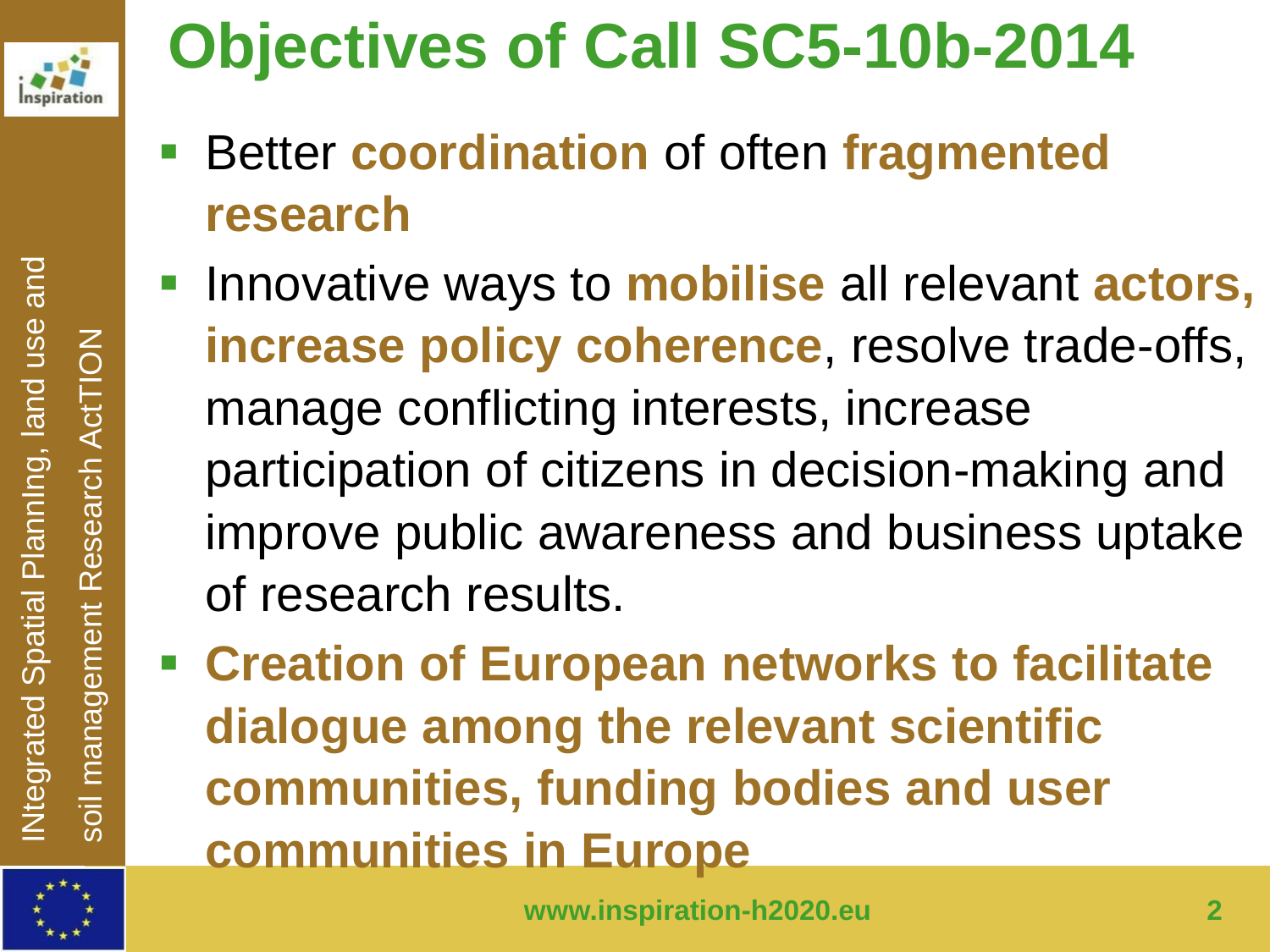# Objectives of Call SC5-10b-2014

- Better **coordination** of often **fragmented research**
- Innovative ways to **mobilise** all relevant **actors, increase policy coherence**, resolve trade-offs, manage conflicting interests, increase participation of citizens in decision-making and improve public awareness and business uptake of research results.
- **Creation of European networks to facilitate dialogue among the relevant scientific communities, funding bodies and user communities in Europe**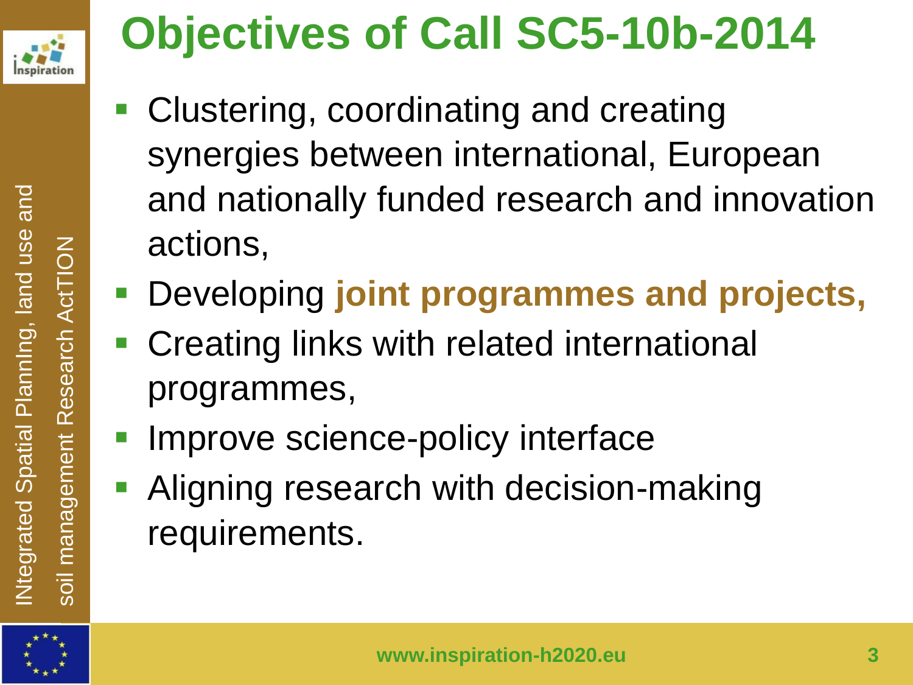# Objectives of Call SC5-10b-2014

- Clustering, coordinating and creating synergies between international, European and nationally funded research and innovation actions,
- Developing **joint programmes and projects,**
- Creating links with related international programmes,
- Improve science-policy interface
- Aligning research with decision-making requirements.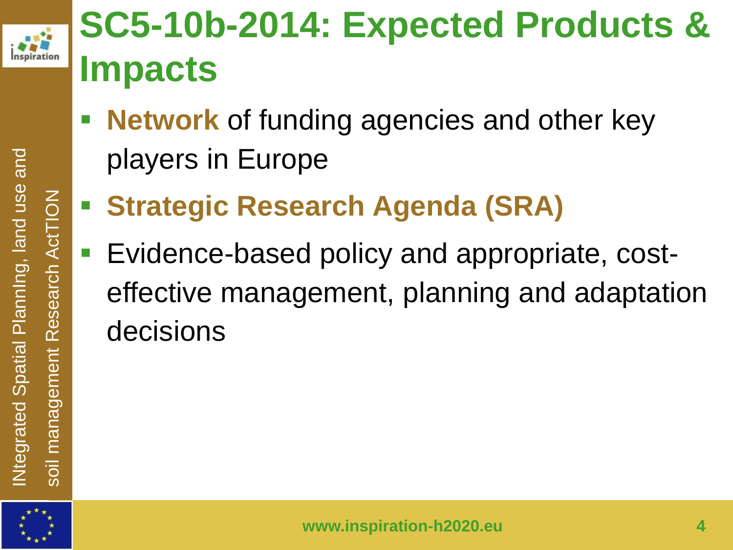# SC5-10b-2014: Expected Products & Impacts

- **Network** of funding agencies and other key players in Europe
- **Strategic Research Agenda (SRA)**
- Evidence-based policy and appropriate, cost-effective management, planning and adaptation decisions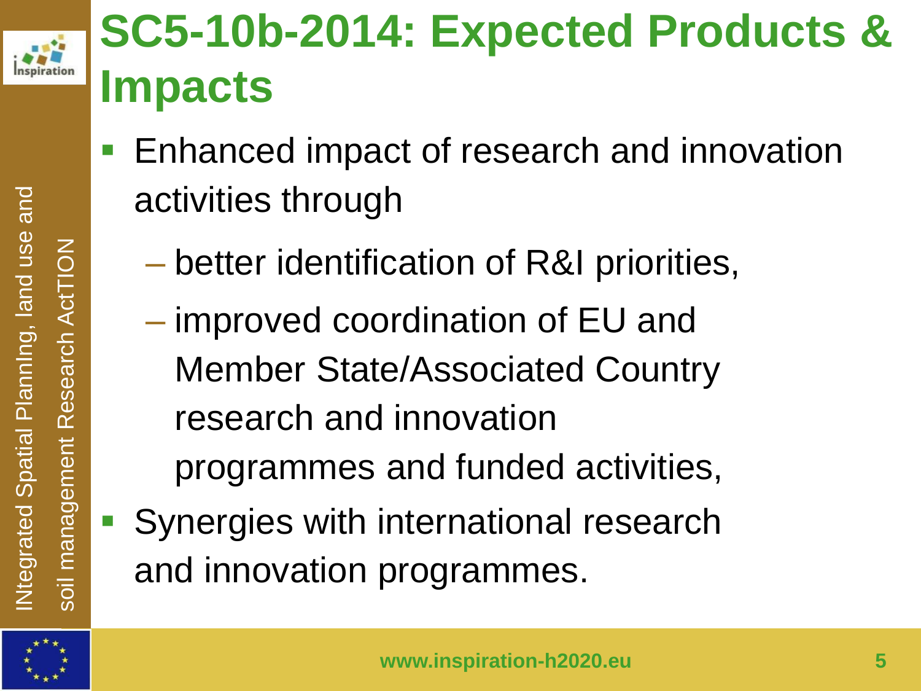# SC5-10b-2014: Expected Products & Impacts

- Enhanced impact of research and innovation activities through
  - better identification of R&I priorities,
  - improved coordination of EU and Member State/Associated Country research and innovation programmes and funded activities,
- Synergies with international research and innovation programmes.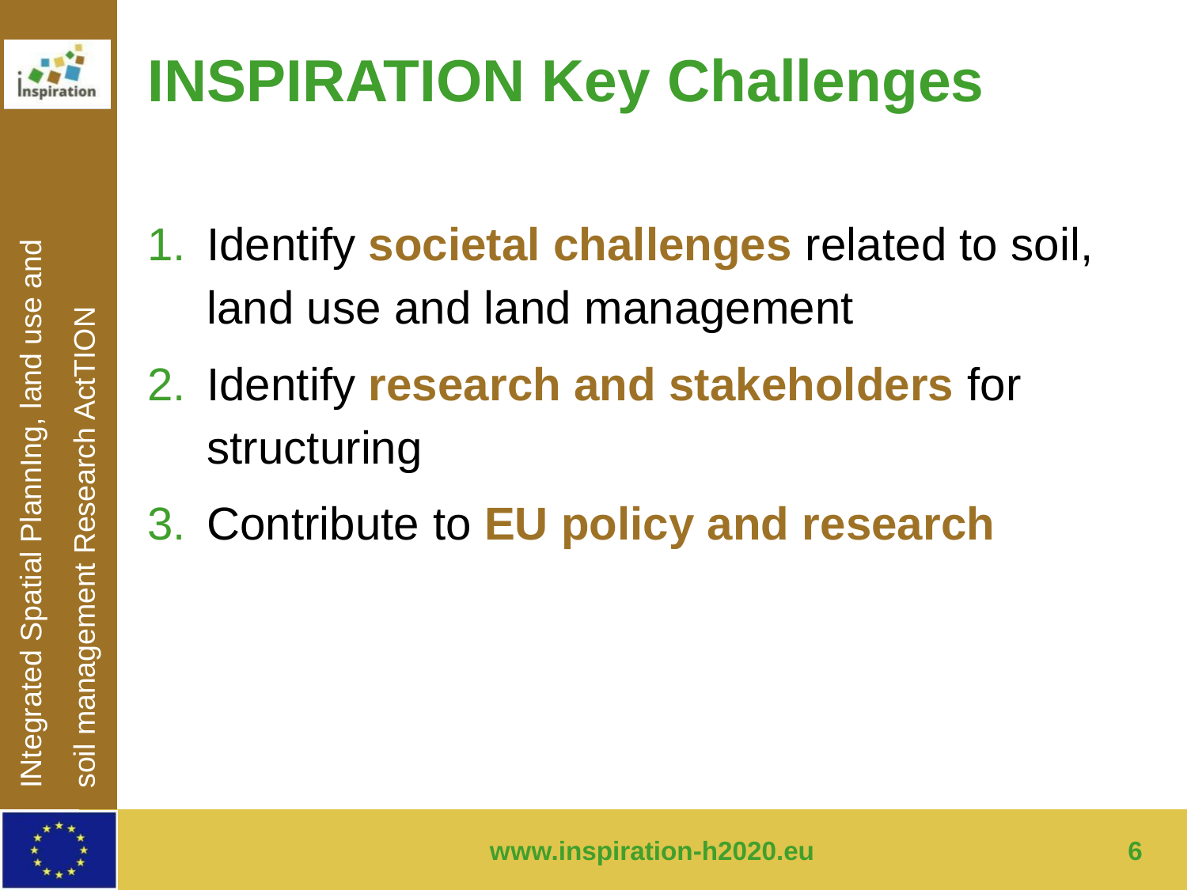# INSPIRATION Key Challenges

1. Identify **societal challenges** related to soil, land use and land management
2. Identify **research and stakeholders** for structuring
3. Contribute to **EU policy and research**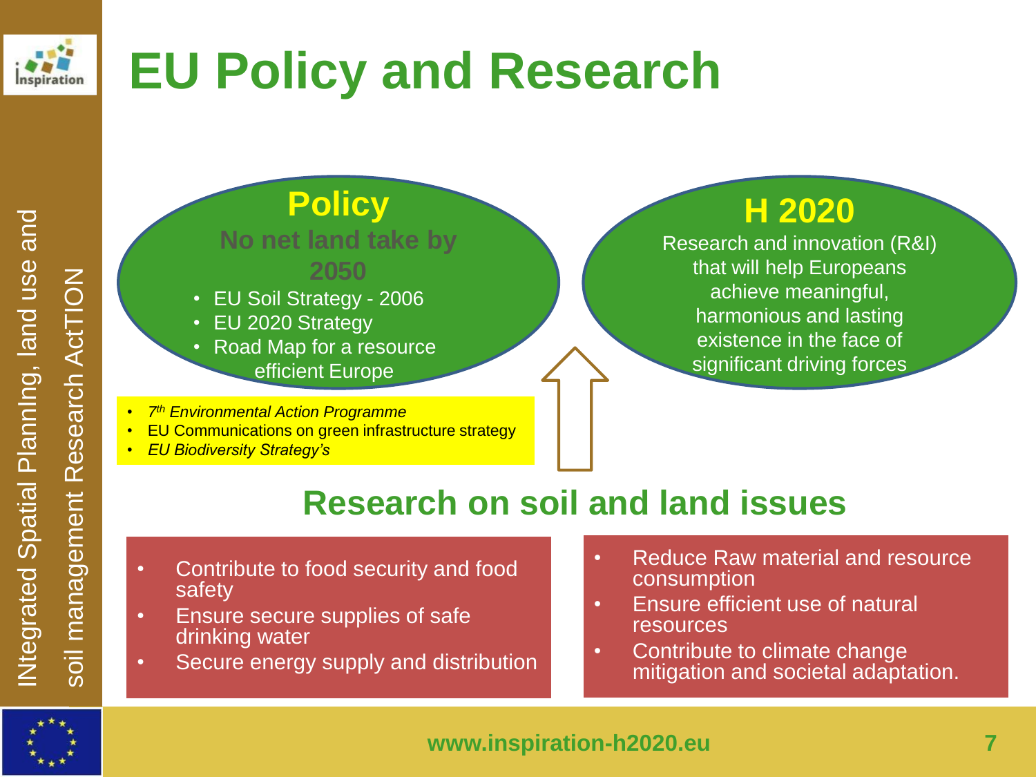# EU Policy and Research

## Policy

**No net land take by 2050**

- EU Soil Strategy - 2006
- EU 2020 Strategy
- Road Map for a resource efficient Europe

- *7th Environmental Action Programme*
- EU Communications on green infrastructure strategy
- *EU Biodiversity Strategy's*

## H 2020

Research and innovation (R&I) that will help Europeans achieve meaningful, harmonious and lasting existence in the face of significant driving forces

## Research on soil and land issues

- Contribute to food security and food safety
- Ensure secure supplies of safe drinking water
- Secure energy supply and distribution

- Reduce Raw material and resource consumption
- Ensure efficient use of natural resources
- Contribute to climate change mitigation and societal adaptation.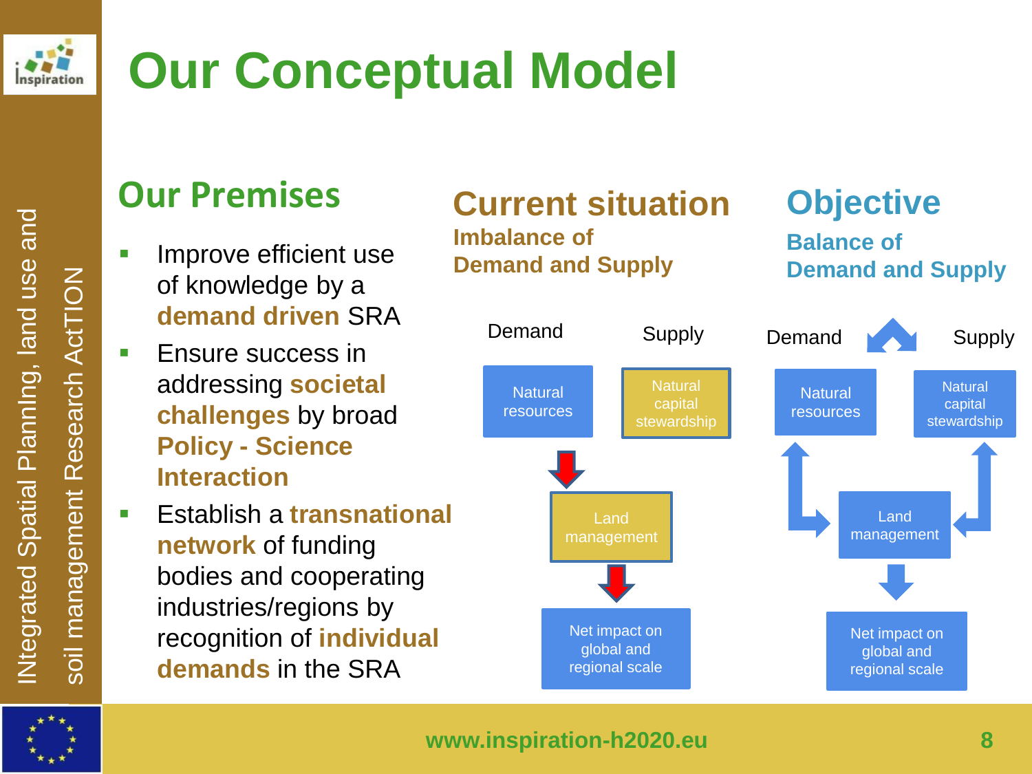# Our Conceptual Model

## Our Premises

- Improve efficient use of knowledge by a **demand driven** SRA
- Ensure success in addressing **societal challenges** by broad **Policy - Science Interaction**
- Establish a **transnational network** of funding bodies and cooperating industries/regions by recognition of **individual demands** in the SRA

## Current situation

**Imbalance of Demand and Supply**

Demand | Supply

Natural resources | Natural capital stewardship

Land management

Net impact on global and regional scale

## Objective

**Balance of Demand and Supply**

Demand | Supply

Natural resources | Natural capital stewardship

Land management

Net impact on global and regional scale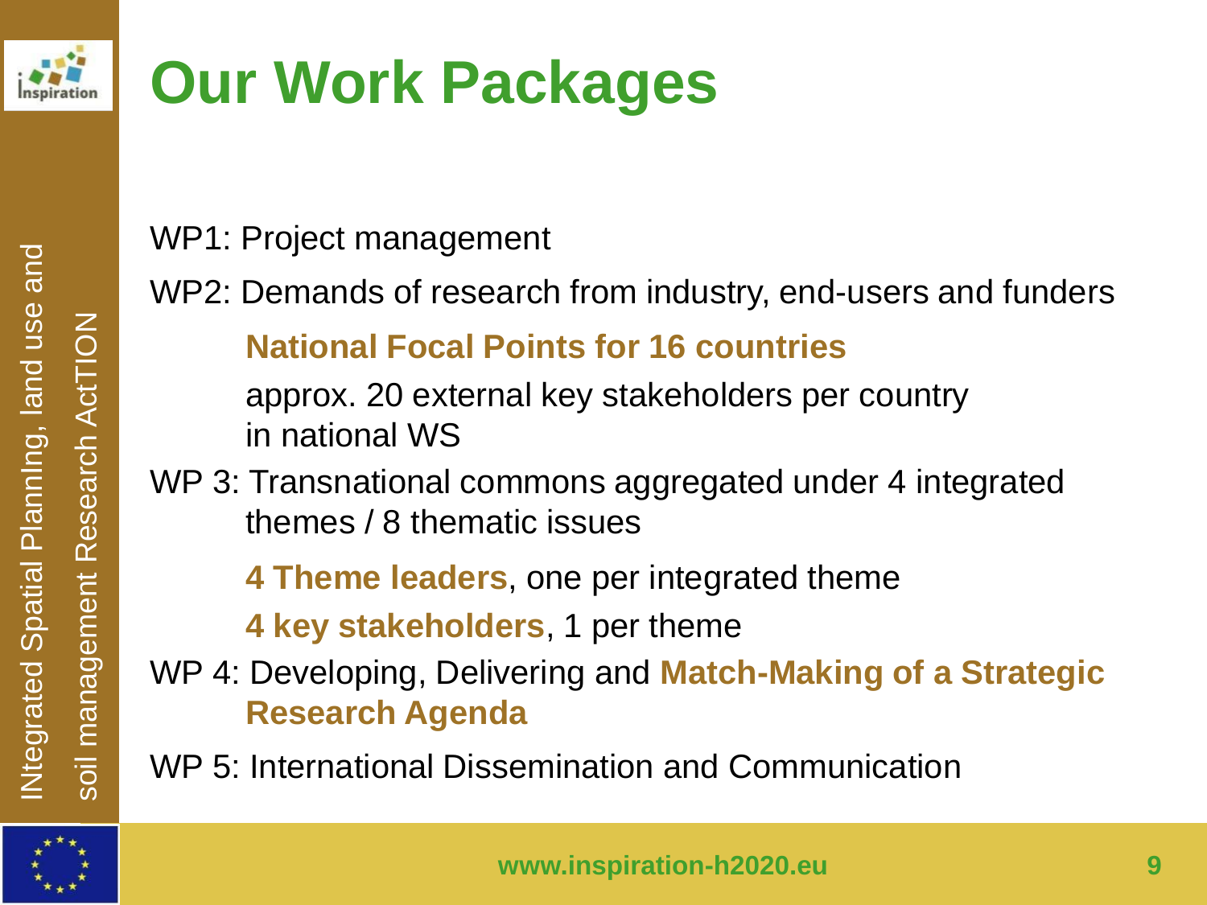# Our Work Packages

WP1: Project management

WP2: Demands of research from industry, end-users and funders

- **National Focal Points for 16 countries**
- approx. 20 external key stakeholders per country in national WS

WP 3: Transnational commons aggregated under 4 integrated themes / 8 thematic issues

- **4 Theme leaders**, one per integrated theme
- **4 key stakeholders**, 1 per theme

WP 4: Developing, Delivering and **Match-Making of a Strategic Research Agenda**

WP 5: International Dissemination and Communication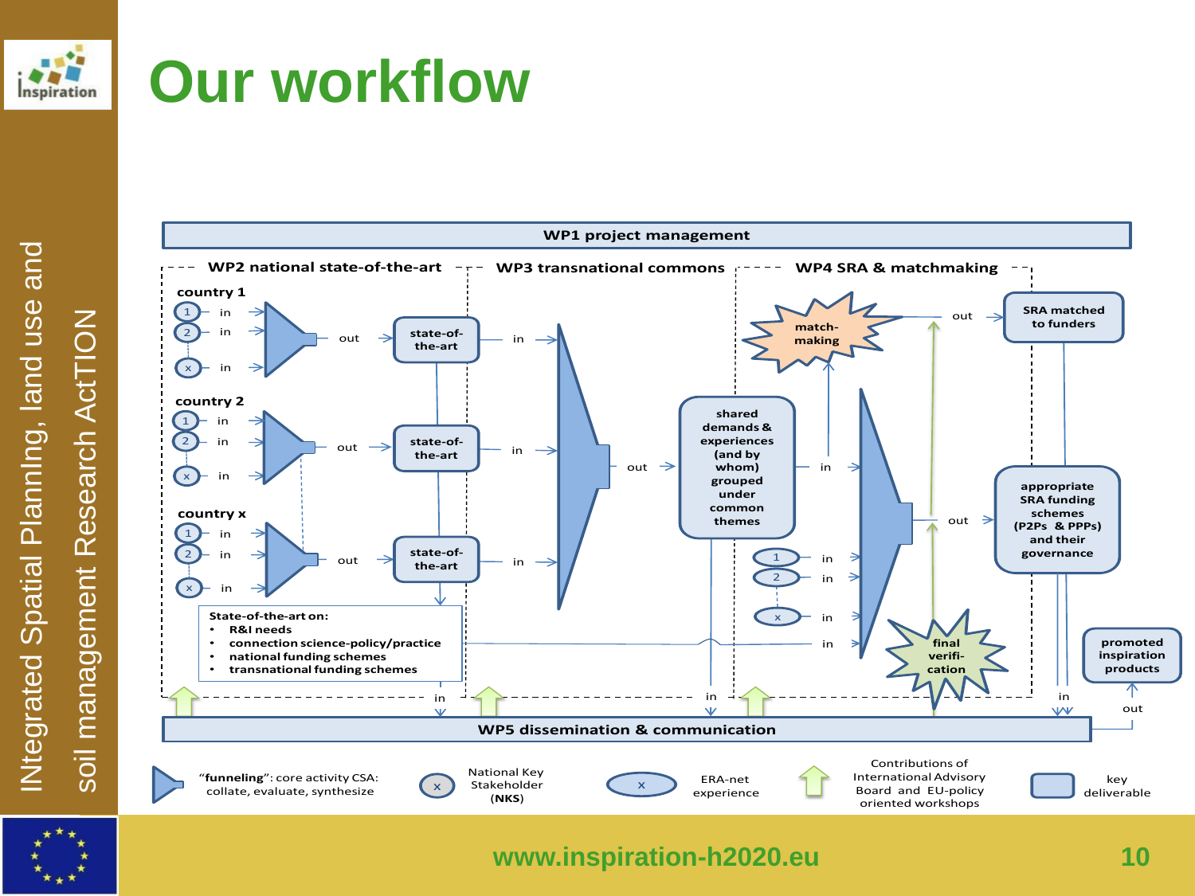# Our workflow

WP1 project management

WP2 national state-of-the-art

WP3 transnational commons

WP4 SRA & matchmaking

country 1

country 2

country x

state-of-the-art

State-of-the-art on:

- R&I needs
- connection science-policy/practice
- national funding schemes
- transnational funding schemes

shared demands & experiences (and by whom) grouped under common themes

match-making

SRA matched to funders

appropriate SRA funding schemes (P2Ps & PPPs) and their governance

final verifi-cation

promoted inspiration products

WP5 dissemination & communication

"**funneling**": core activity CSA: collate, evaluate, synthesize

National Key Stakeholder (**NKS**)

ERA-net experience

Contributions of International Advisory Board and EU-policy oriented workshops

key deliverable

www.inspiration-h2020.eu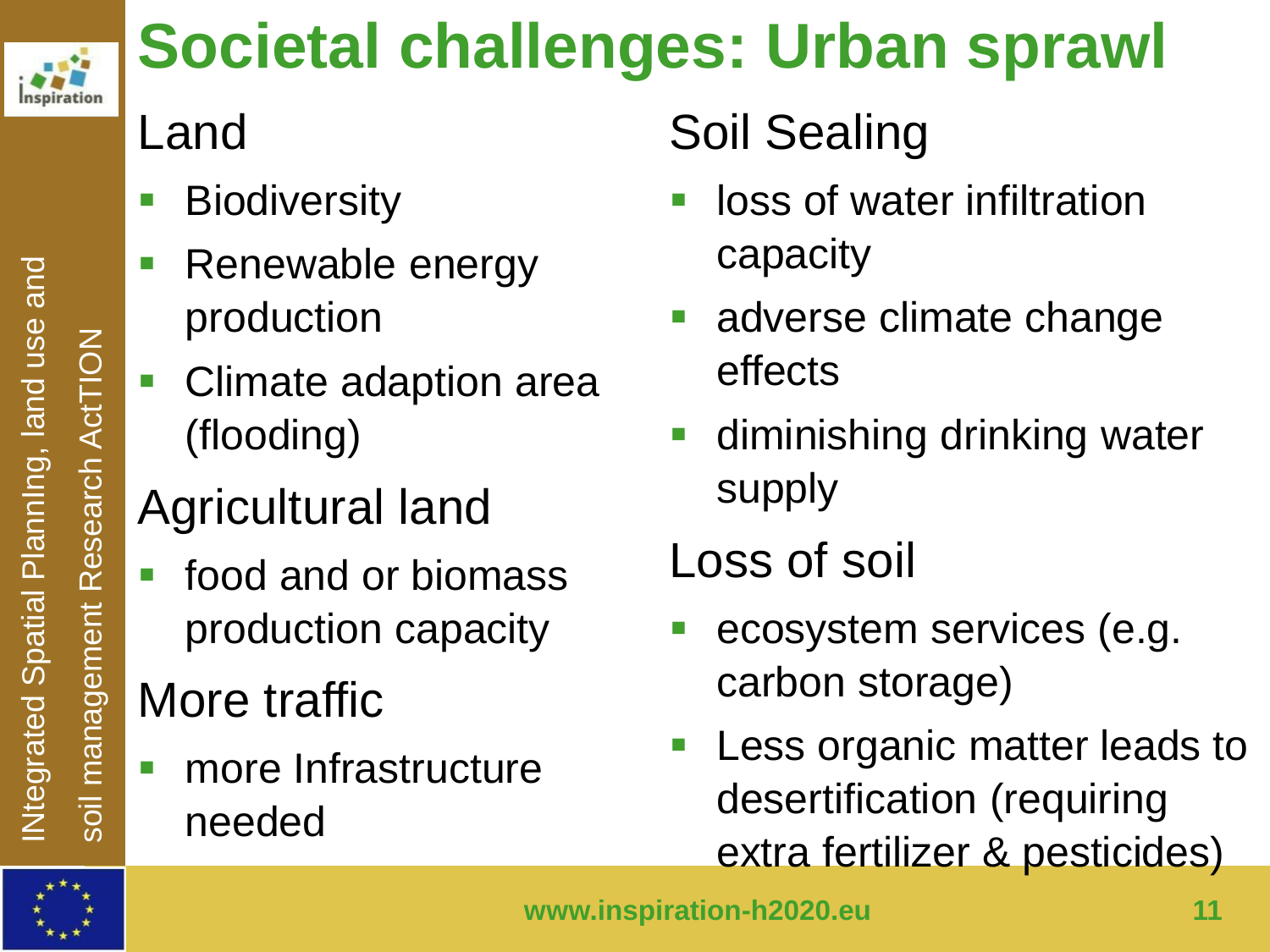# Societal challenges: Urban sprawl

## Land

- Biodiversity
- Renewable energy production
- Climate adaption area (flooding)

## Agricultural land

- food and or biomass production capacity

## More traffic

- more Infrastructure needed

## Soil Sealing

- loss of water infiltration capacity
- adverse climate change effects
- diminishing drinking water supply

## Loss of soil

- ecosystem services (e.g. carbon storage)
- Less organic matter leads to desertification (requiring extra fertilizer & pesticides)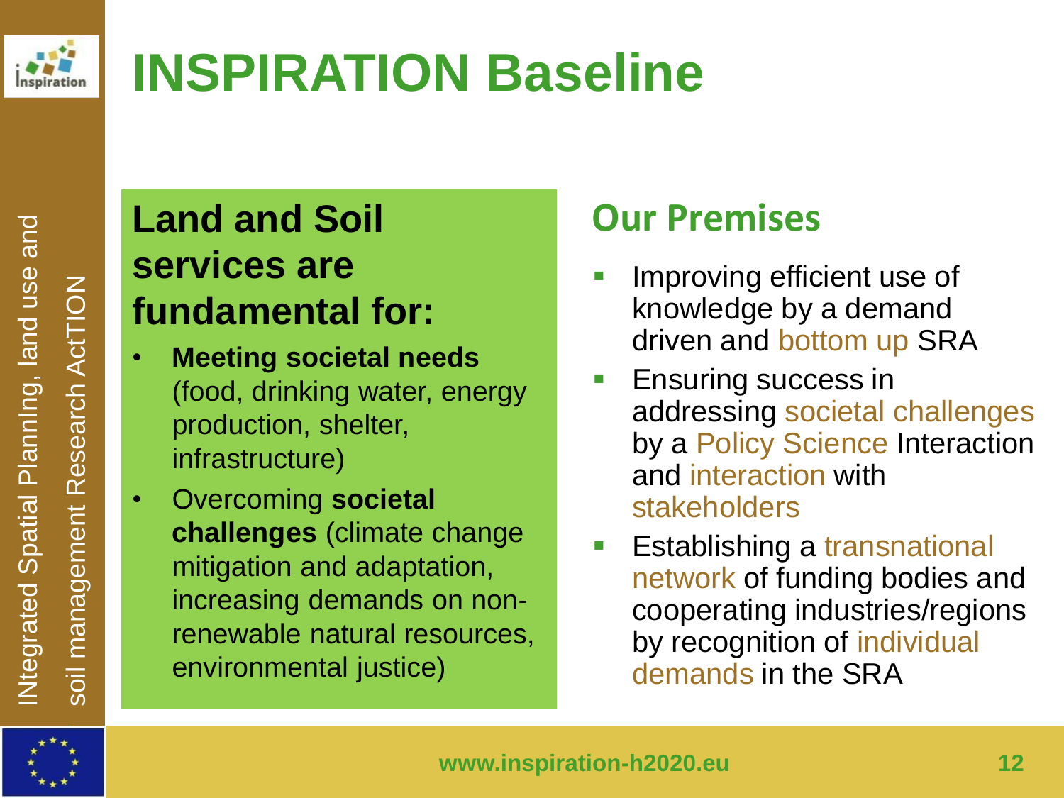# INSPIRATION Baseline

## Land and Soil services are fundamental for:

- **Meeting societal needs** (food, drinking water, energy production, shelter, infrastructure)
- Overcoming **societal challenges** (climate change mitigation and adaptation, increasing demands on non-renewable natural resources, environmental justice)

## Our Premises

- Improving efficient use of knowledge by a demand driven and bottom up SRA
- Ensuring success in addressing societal challenges by a Policy Science Interaction and interaction with stakeholders
- Establishing a transnational network of funding bodies and cooperating industries/regions by recognition of individual demands in the SRA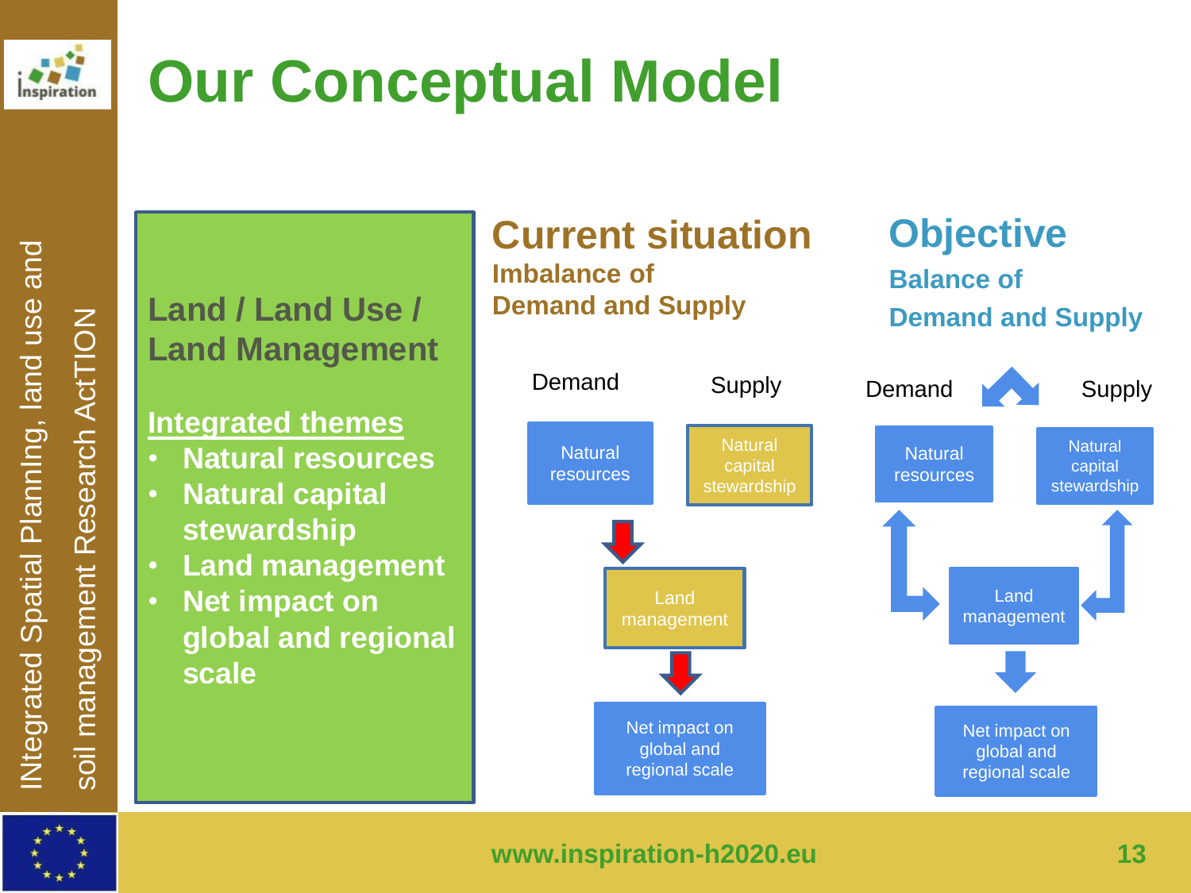# Our Conceptual Model

**Land / Land Use / Land Management**

**Integrated themes**

- **Natural resources**
- **Natural capital stewardship**
- **Land management**
- **Net impact on global and regional scale**

## Current situation

**Imbalance of Demand and Supply**

Demand — Supply

Natural resources — Natural capital stewardship

Land management

Net impact on global and regional scale

## Objective

**Balance of Demand and Supply**

Demand — Supply

Natural resources — Natural capital stewardship

Land management

Net impact on global and regional scale

www.inspiration-h2020.eu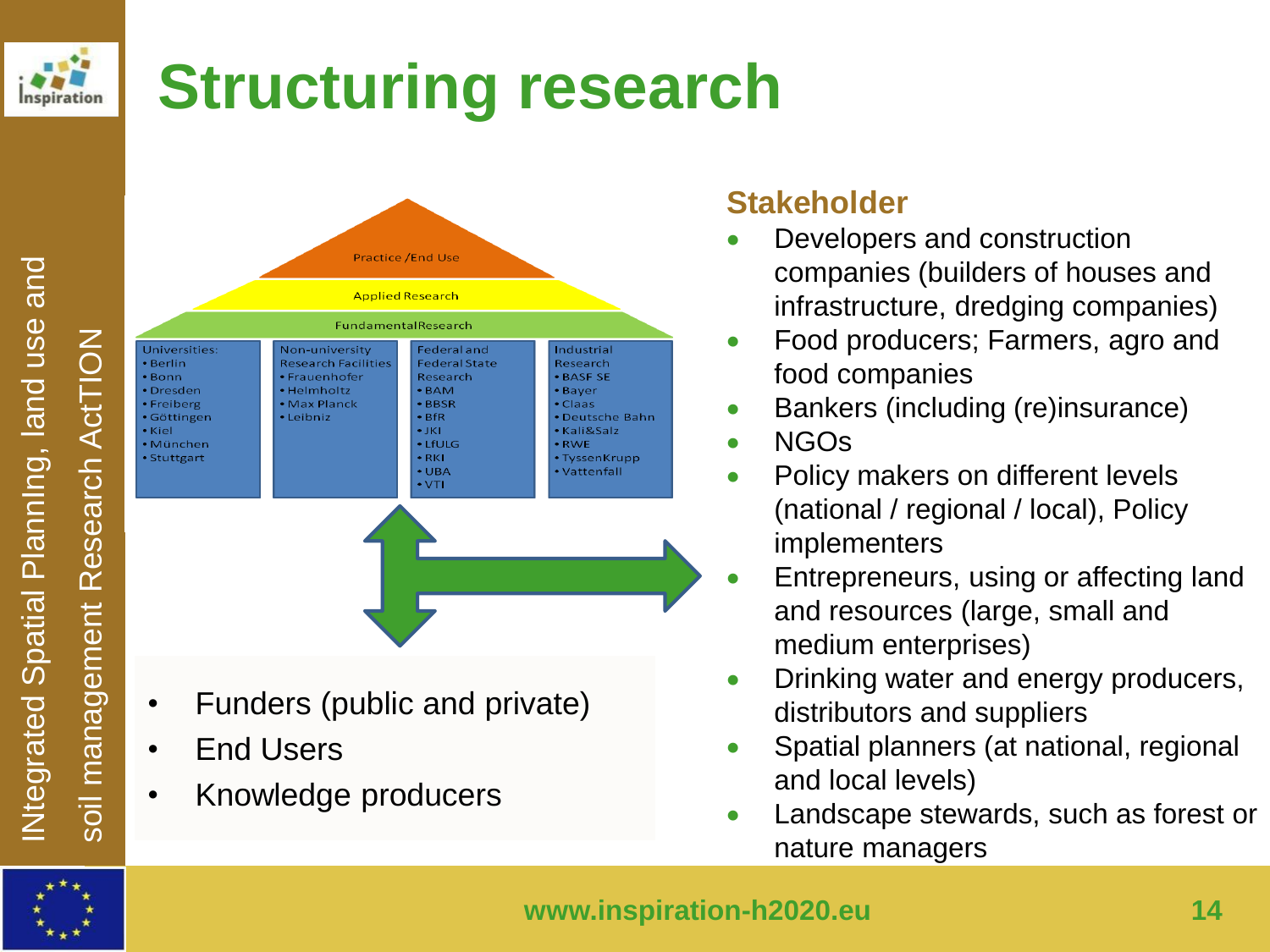# Structuring research

Practice /End Use

Applied Research

Fundamental Research

| Universities: | Non-university Research Facilities | Federal and Federal State Research | Industrial Research |
|---|---|---|---|
| • Berlin<br>• Bonn<br>• Dresden<br>• Freiberg<br>• Göttingen<br>• Kiel<br>• München<br>• Stuttgart | • Frauenhofer<br>• Helmholtz<br>• Max Planck<br>• Leibniz | • BAM<br>• BBSR<br>• BfR<br>• JKI<br>• LfULG<br>• RKI<br>• UBA<br>• VTI | • BASF SE<br>• Bayer<br>• Claas<br>• Deutsche Bahn<br>• Kali&Salz<br>• RWE<br>• TyssenKrupp<br>• Vattenfall |

- Funders (public and private)
- End Users
- Knowledge producers

## Stakeholder

- Developers and construction companies (builders of houses and infrastructure, dredging companies)
- Food producers; Farmers, agro and food companies
- Bankers (including (re)insurance)
- NGOs
- Policy makers on different levels (national / regional / local), Policy implementers
- Entrepreneurs, using or affecting land and resources (large, small and medium enterprises)
- Drinking water and energy producers, distributors and suppliers
- Spatial planners (at national, regional and local levels)
- Landscape stewards, such as forest or nature managers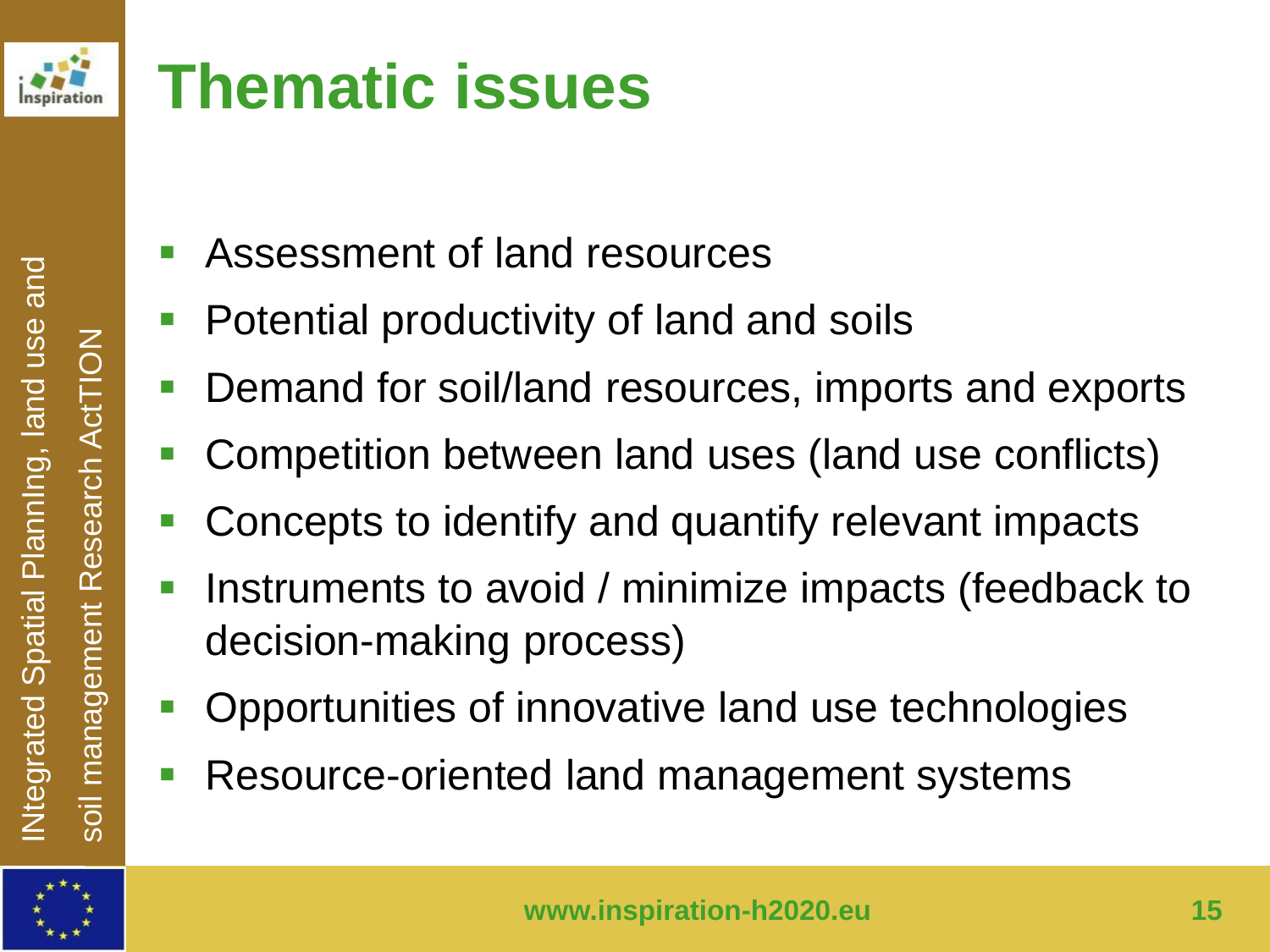# Thematic issues

- Assessment of land resources
- Potential productivity of land and soils
- Demand for soil/land resources, imports and exports
- Competition between land uses (land use conflicts)
- Concepts to identify and quantify relevant impacts
- Instruments to avoid / minimize impacts (feedback to decision-making process)
- Opportunities of innovative land use technologies
- Resource-oriented land management systems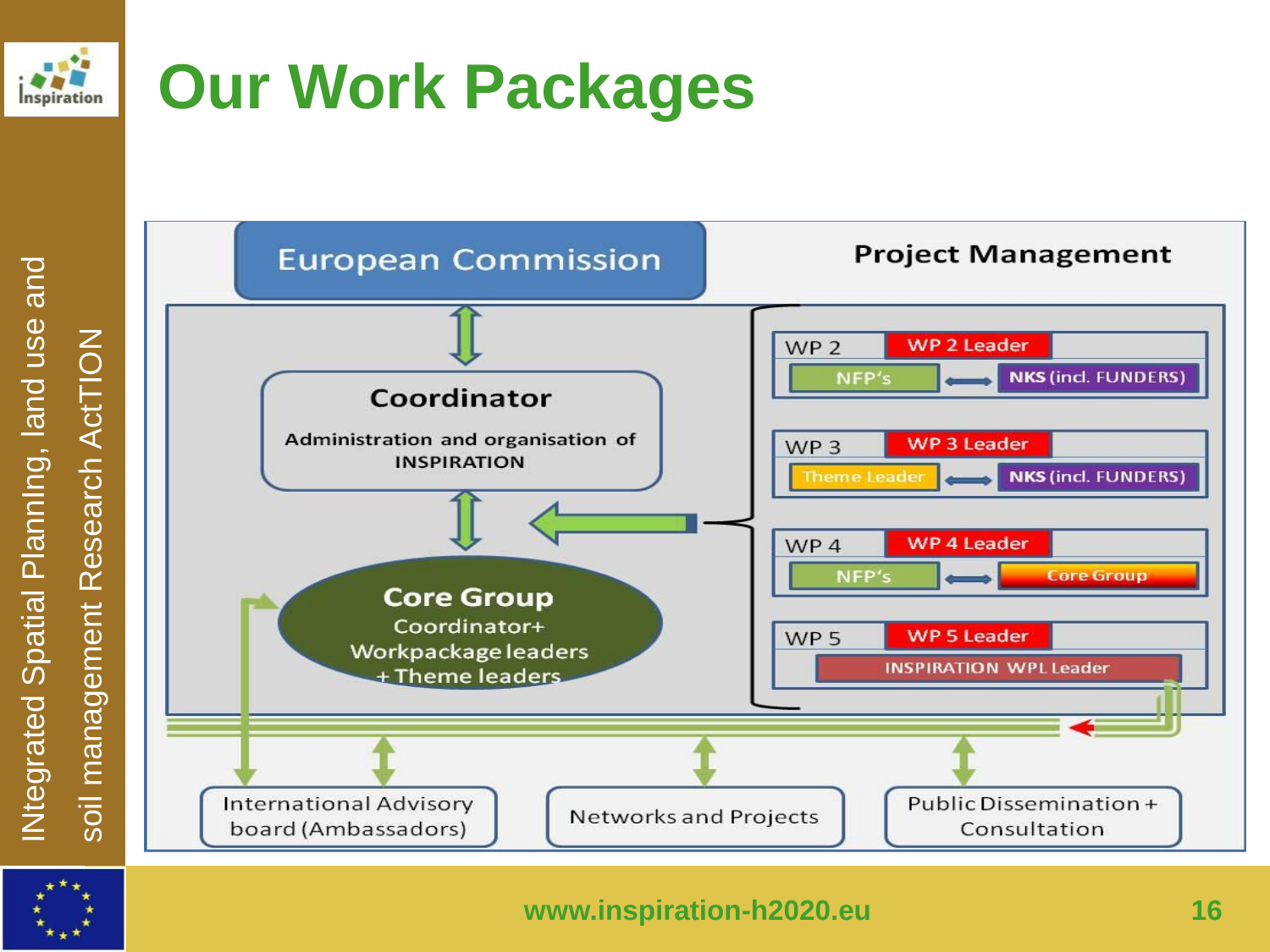# Our Work Packages

European Commission

Project Management

Coordinator

Administration and organisation of INSPIRATION

Core Group

Coordinator+ Workpackage leaders + Theme leaders

WP 2 — WP 2 Leader — NFP's ⟷ NKS (incl. FUNDERS)

WP 3 — WP 3 Leader — Theme Leader ⟷ NKS (incl. FUNDERS)

WP 4 — WP 4 Leader — NFP's ⟷ Core Group

WP 5 — WP 5 Leader — INSPIRATION WPL Leader

International Advisory board (Ambassadors)

Networks and Projects

Public Dissemination + Consultation

www.inspiration-h2020.eu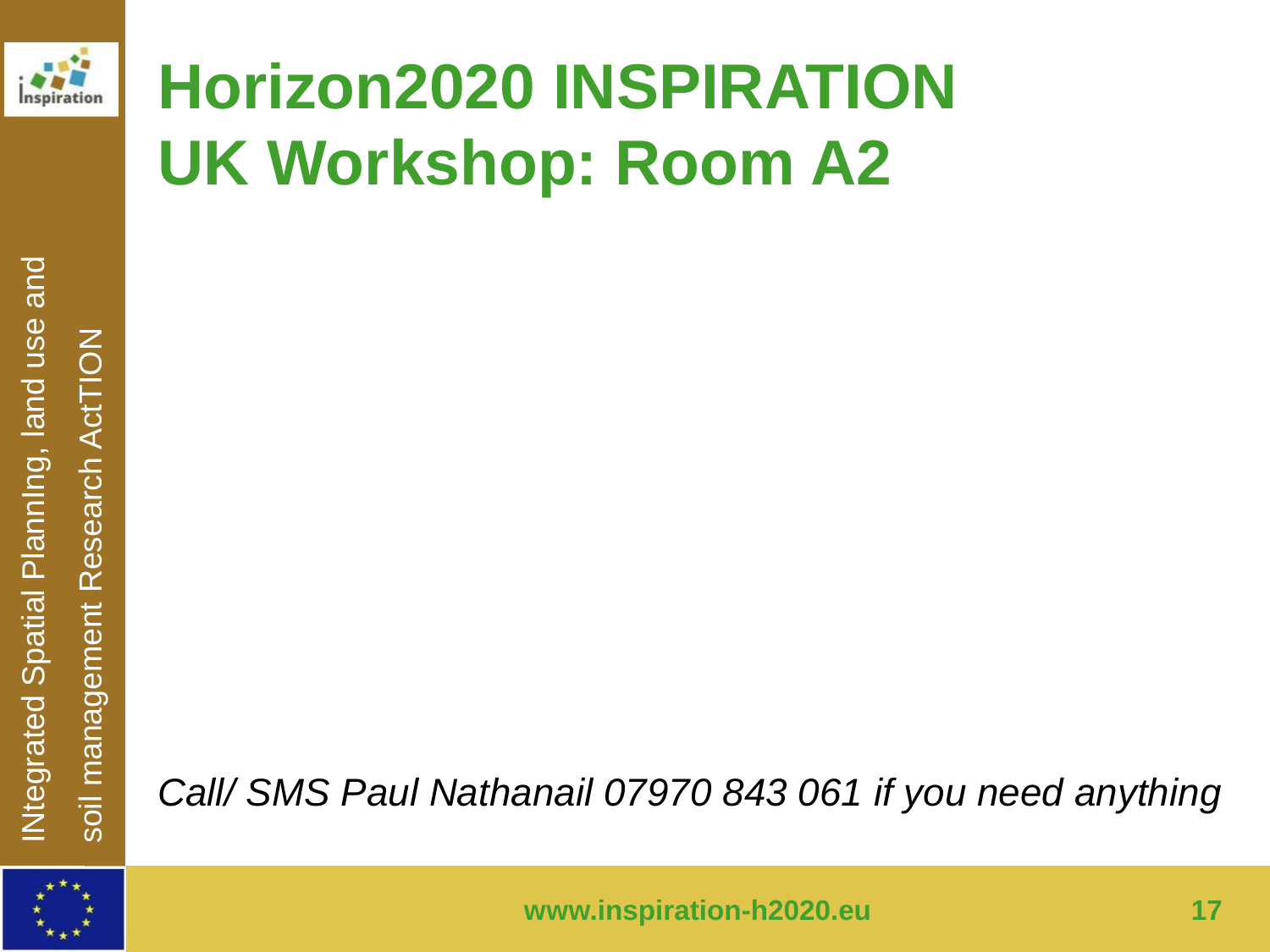# Horizon2020 INSPIRATION UK Workshop: Room A2

*Call/ SMS Paul Nathanail 07970 843 061 if you need anything*